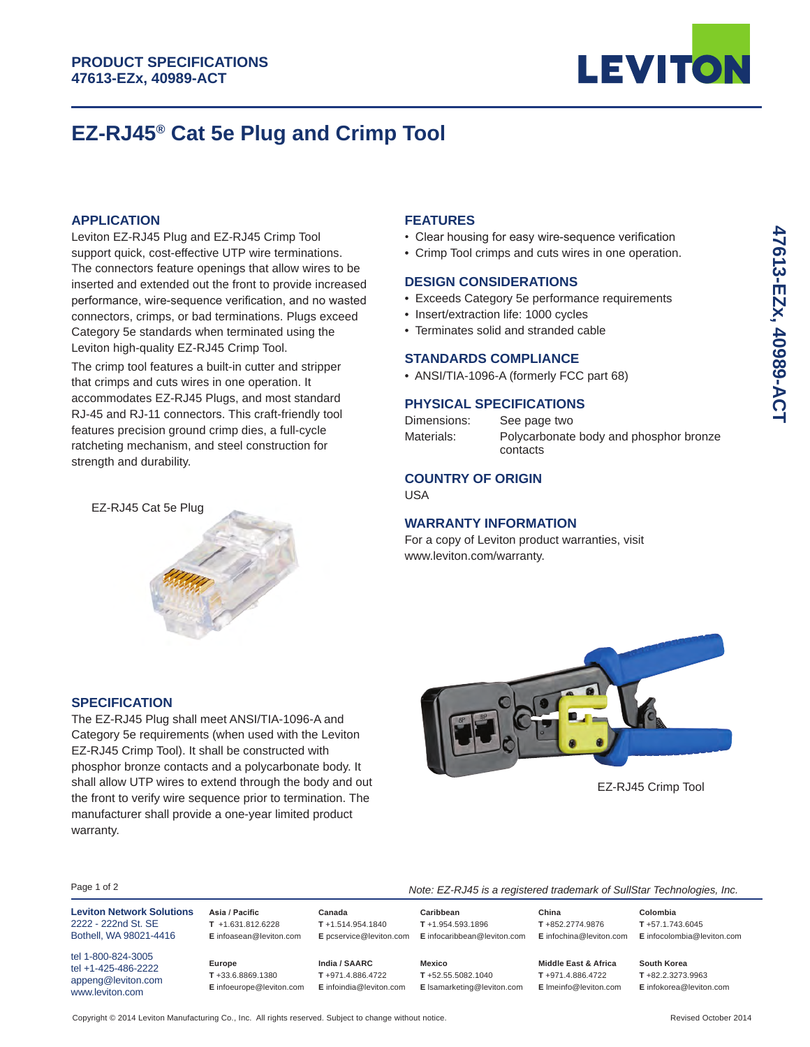**PRODUCT SPECIFICATIONS**
**47613-EZx, 40989-ACT**

# EZ-RJ45® Cat 5e Plug and Crimp Tool

## APPLICATION

Leviton EZ-RJ45 Plug and EZ-RJ45 Crimp Tool support quick, cost-effective UTP wire terminations. The connectors feature openings that allow wires to be inserted and extended out the front to provide increased performance, wire-sequence verification, and no wasted connectors, crimps, or bad terminations. Plugs exceed Category 5e standards when terminated using the Leviton high-quality EZ-RJ45 Crimp Tool.

The crimp tool features a built-in cutter and stripper that crimps and cuts wires in one operation. It accommodates EZ-RJ45 Plugs, and most standard RJ-45 and RJ-11 connectors. This craft-friendly tool features precision ground crimp dies, a full-cycle ratcheting mechanism, and steel construction for strength and durability.

EZ-RJ45 Cat 5e Plug

## FEATURES

- Clear housing for easy wire-sequence verification
- Crimp Tool crimps and cuts wires in one operation.

## DESIGN CONSIDERATIONS

- Exceeds Category 5e performance requirements
- Insert/extraction life: 1000 cycles
- Terminates solid and stranded cable

## STANDARDS COMPLIANCE

- ANSI/TIA-1096-A (formerly FCC part 68)

## PHYSICAL SPECIFICATIONS

| | |
|---|---|
| Dimensions: | See page two |
| Materials: | Polycarbonate body and phosphor bronze contacts |

## COUNTRY OF ORIGIN

USA

## WARRANTY INFORMATION

For a copy of Leviton product warranties, visit www.leviton.com/warranty.

## SPECIFICATION

The EZ-RJ45 Plug shall meet ANSI/TIA-1096-A and Category 5e requirements (when used with the Leviton EZ-RJ45 Crimp Tool). It shall be constructed with phosphor bronze contacts and a polycarbonate body. It shall allow UTP wires to extend through the body and out the front to verify wire sequence prior to termination. The manufacturer shall provide a one-year limited product warranty.

EZ-RJ45 Crimp Tool

*Note: EZ-RJ45 is a registered trademark of SullStar Technologies, Inc.*

**Leviton Network Solutions**
2222 - 222nd St. SE
Bothell, WA 98021-4416

tel 1-800-824-3005
tel +1-425-486-2222
appeng@leviton.com
www.leviton.com

| Asia / Pacific | Canada | Caribbean | China | Colombia |
|---|---|---|---|---|
| **T** +1.631.812.6228 | **T** +1.514.954.1840 | **T** +1.954.593.1896 | **T** +852.2774.9876 | **T** +57.1.743.6045 |
| **E** infoasean@leviton.com | **E** pcservice@leviton.com | **E** infocaribbean@leviton.com | **E** infochina@leviton.com | **E** infocolombia@leviton.com |
| **Europe** | **India / SAARC** | **Mexico** | **Middle East & Africa** | **South Korea** |
| **T** +33.6.8869.1380 | **T** +971.4.886.4722 | **T** +52.55.5082.1040 | **T** +971.4.886.4722 | **T** +82.2.3273.9963 |
| **E** infoeurope@leviton.com | **E** infoindia@leviton.com | **E** lsamarketing@leviton.com | **E** lmeinfo@leviton.com | **E** infokorea@leviton.com |

Copyright © 2014 Leviton Manufacturing Co., Inc. All rights reserved. Subject to change without notice.

Revised October 2014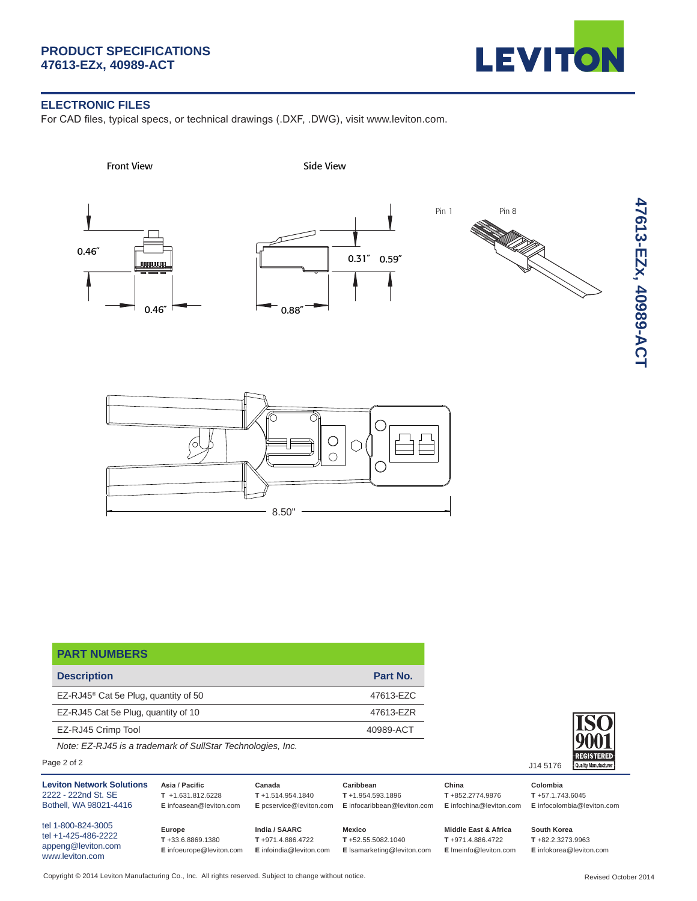## ELECTRONIC FILES

For CAD files, typical specs, or technical drawings (.DXF, .DWG), visit www.leviton.com.

Front View

0.46″

0.46″

Side View

0.31″ 0.59″

0.88″

Pin 1 Pin 8

8.50"

## PART NUMBERS

| Description | Part No. |
|---|---|
| EZ-RJ45® Cat 5e Plug, quantity of 50 | 47613-EZC |
| EZ-RJ45 Cat 5e Plug, quantity of 10 | 47613-EZR |
| EZ-RJ45 Crimp Tool | 40989-ACT |

*Note: EZ-RJ45 is a trademark of SullStar Technologies, Inc.*

J14 5176

**Leviton Network Solutions**
2222 - 222nd St. SE
Bothell, WA 98021-4416

tel 1-800-824-3005
tel +1-425-486-2222
appeng@leviton.com
www.leviton.com

**Asia / Pacific**
**T** +1.631.812.6228
**E** infoasean@leviton.com

**Canada**
**T** +1.514.954.1840
**E** pcservice@leviton.com

**Caribbean**
**T** +1.954.593.1896
**E** infocaribbean@leviton.com

**China**
**T** +852.2774.9876
**E** infochina@leviton.com

**Colombia**
**T** +57.1.743.6045
**E** infocolombia@leviton.com

**Europe**
**T** +33.6.8869.1380
**E** infoeurope@leviton.com

**India / SAARC**
**T** +971.4.886.4722
**E** infoindia@leviton.com

**Mexico**
**T** +52.55.5082.1040
**E** lsamarketing@leviton.com

**Middle East & Africa**
**T** +971.4.886.4722
**E** lmeinfo@leviton.com

**South Korea**
**T** +82.2.3273.9963
**E** infokorea@leviton.com

Copyright © 2014 Leviton Manufacturing Co., Inc. All rights reserved. Subject to change without notice.

Revised October 2014